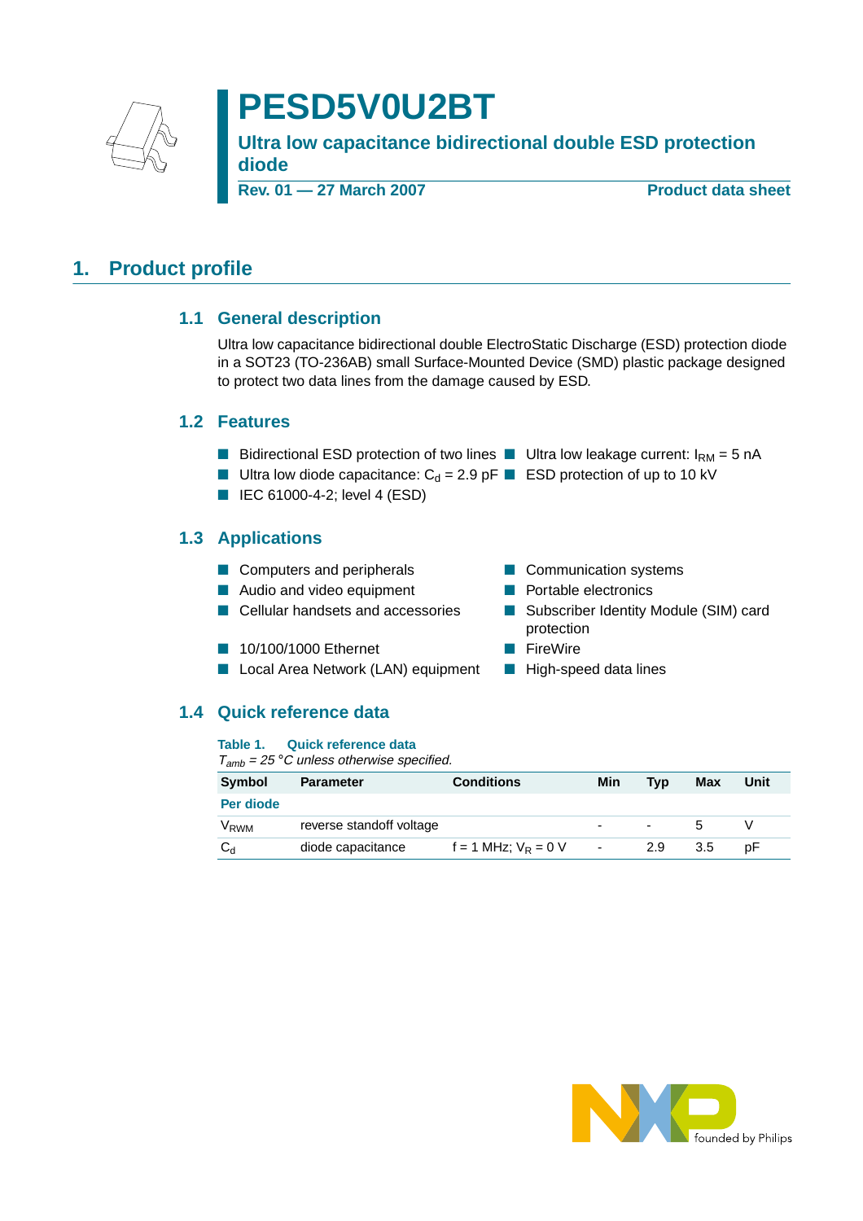# PESD5V0U2BT

## Ultra low capacitance bidirectional double ESD protection diode

**Rev. 01 — 27 March 2007** **Product data sheet**

## 1. Product profile

### 1.1 General description

Ultra low capacitance bidirectional double ElectroStatic Discharge (ESD) protection diode in a SOT23 (TO-236AB) small Surface-Mounted Device (SMD) plastic package designed to protect two data lines from the damage caused by ESD.

### 1.2 Features

- Bidirectional ESD protection of two lines
- Ultra low diode capacitance: $C_d = 2.9$ pF
- IEC 61000-4-2; level 4 (ESD)
- Ultra low leakage current: $I_{RM} = 5$ nA
- ESD protection of up to 10 kV

### 1.3 Applications

- Computers and peripherals
- Audio and video equipment
- Cellular handsets and accessories
- 10/100/1000 Ethernet
- Local Area Network (LAN) equipment
- Communication systems
- Portable electronics
- Subscriber Identity Module (SIM) card protection
- FireWire
- High-speed data lines

### 1.4 Quick reference data

**Table 1. Quick reference data**

*$T_{amb} = 25$ °C unless otherwise specified.*

| Symbol | Parameter | Conditions | Min | Typ | Max | Unit |
|---|---|---|---|---|---|---|
| **Per diode** | | | | | | |
| $V_{RWM}$ | reverse standoff voltage | | - | - | 5 | V |
| $C_d$ | diode capacitance | f = 1 MHz; $V_R = 0$ V | - | 2.9 | 3.5 | pF |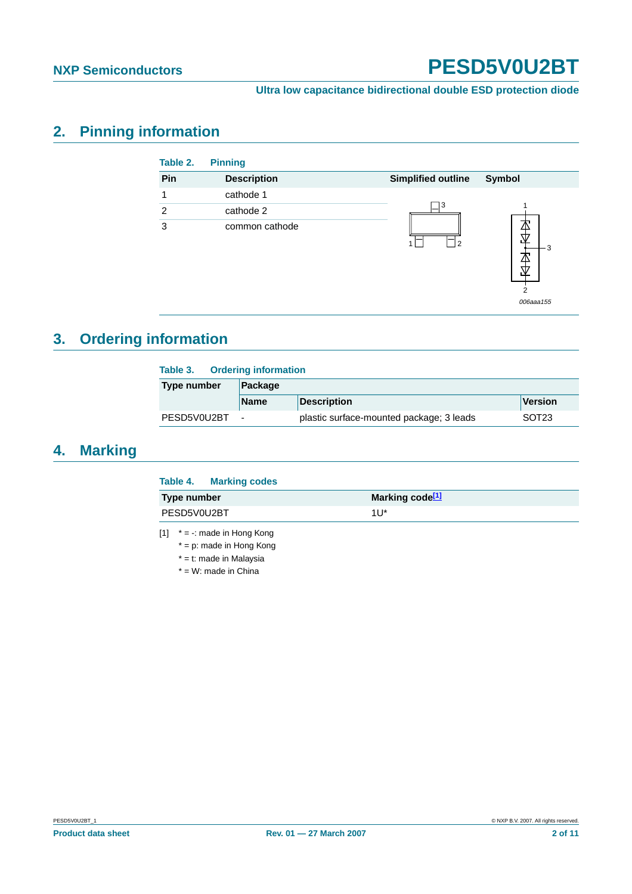## 2. Pinning information

**Table 2. Pinning**

| Pin | Description | Simplified outline | Symbol |
|---|---|---|---|
| 1 | cathode 1 | | |
| 2 | cathode 2 | | |
| 3 | common cathode | | |

## 3. Ordering information

**Table 3. Ordering information**

| Type number | Package | | |
|---|---|---|---|
| | Name | Description | Version |
| PESD5V0U2BT | - | plastic surface-mounted package; 3 leads | SOT23 |

## 4. Marking

**Table 4. Marking codes**

| Type number | Marking code[1] |
|---|---|
| PESD5V0U2BT | 1U* |

[1] * = -: made in Hong Kong
 * = p: made in Hong Kong
 * = t: made in Malaysia
 * = W: made in China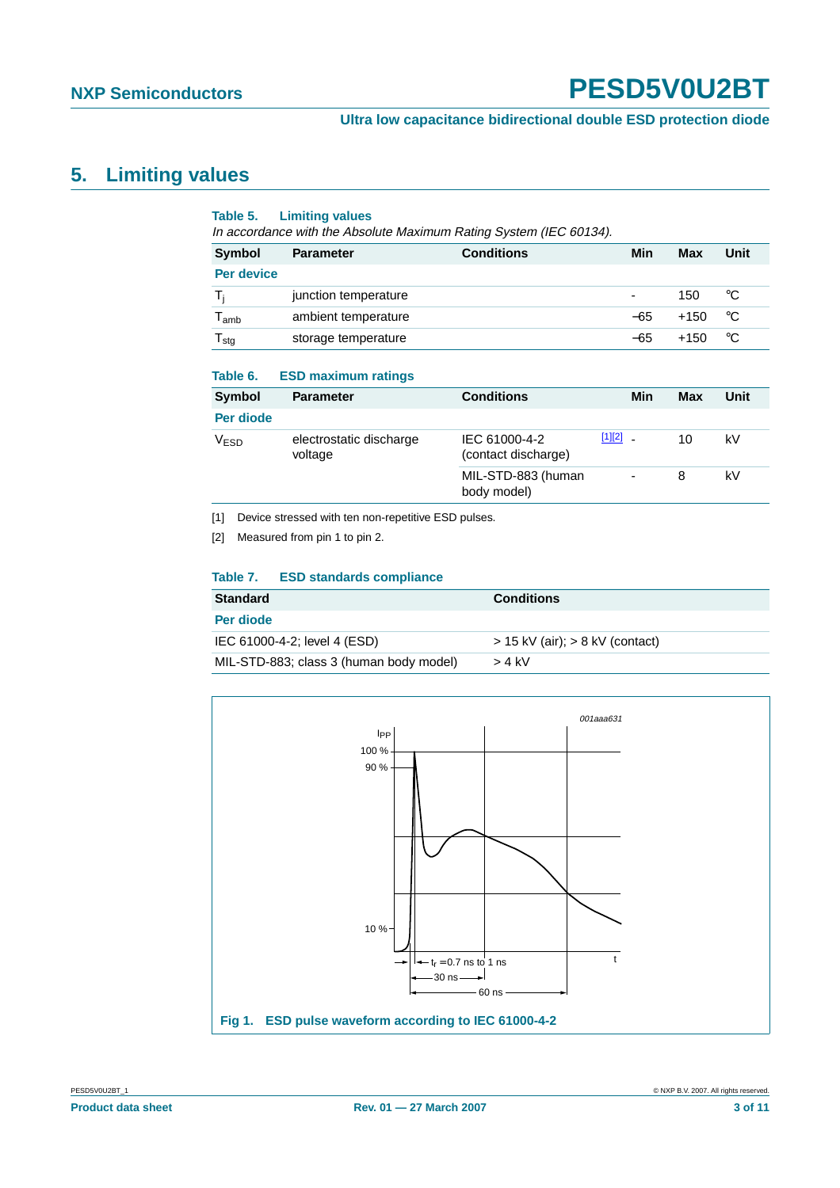## 5. Limiting values

**Table 5. Limiting values**

*In accordance with the Absolute Maximum Rating System (IEC 60134).*

| Symbol | Parameter | Conditions | Min | Max | Unit |
|---|---|---|---|---|---|
| **Per device** | | | | | |
| $T_j$ | junction temperature | | - | 150 | °C |
| $T_{amb}$ | ambient temperature | | −65 | +150 | °C |
| $T_{stg}$ | storage temperature | | −65 | +150 | °C |

**Table 6. ESD maximum ratings**

| Symbol | Parameter | Conditions | | Min | Max | Unit |
|---|---|---|---|---|---|---|
| **Per diode** | | | | | | |
| $V_{ESD}$ | electrostatic discharge voltage | IEC 61000-4-2 (contact discharge) | [1][2] | - | 10 | kV |
| | | MIL-STD-883 (human body model) | | - | 8 | kV |

[1] Device stressed with ten non-repetitive ESD pulses.

[2] Measured from pin 1 to pin 2.

**Table 7. ESD standards compliance**

| Standard | Conditions |
|---|---|
| **Per diode** | |
| IEC 61000-4-2; level 4 (ESD) | > 15 kV (air); > 8 kV (contact) |
| MIL-STD-883; class 3 (human body model) | > 4 kV |

**Fig 1. ESD pulse waveform according to IEC 61000-4-2**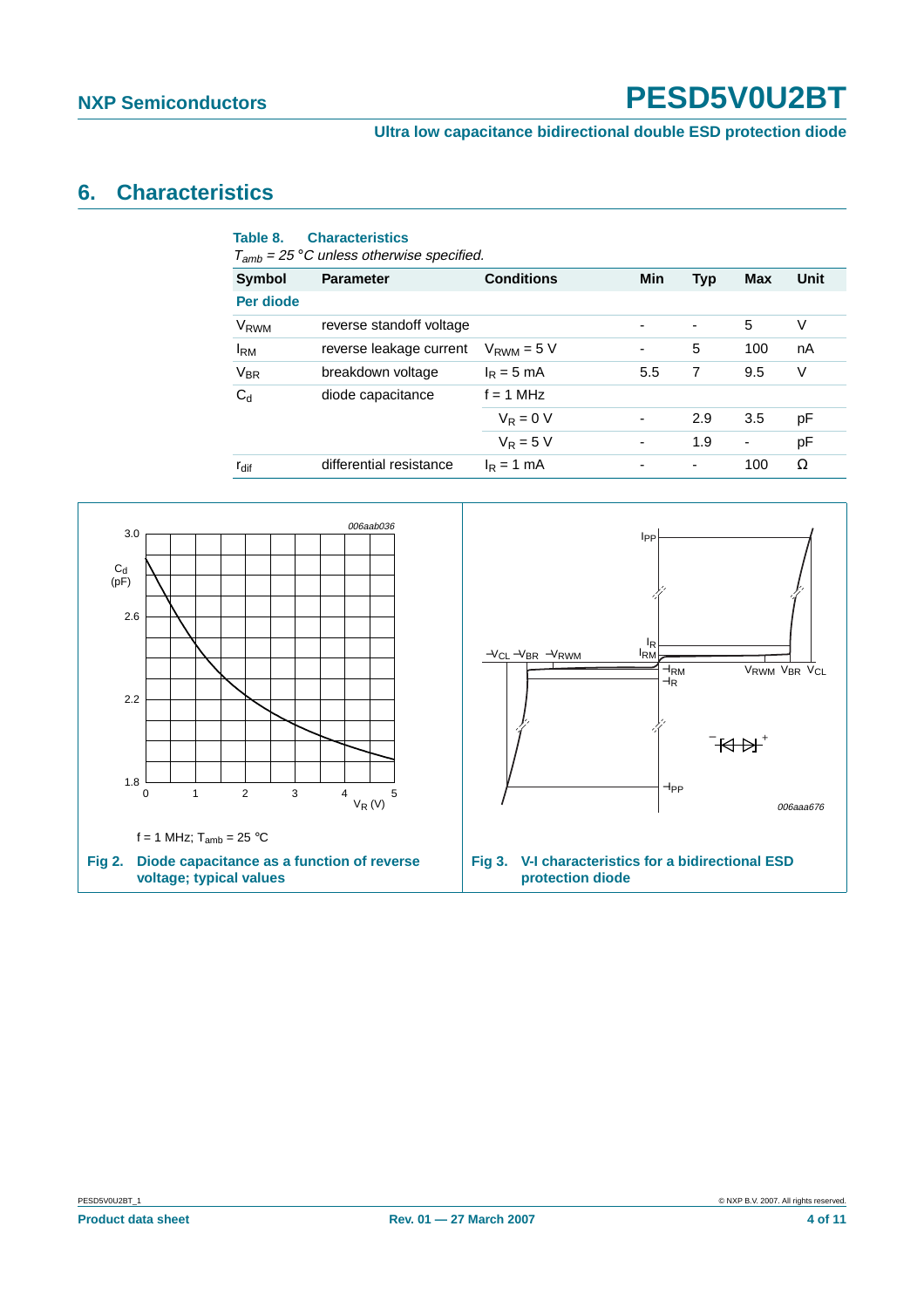## 6. Characteristics

**Table 8. Characteristics**

*$T_{amb}$ = 25 °C unless otherwise specified.*

| Symbol | Parameter | Conditions | Min | Typ | Max | Unit |
|---|---|---|---|---|---|---|
| **Per diode** | | | | | | |
| $V_{RWM}$ | reverse standoff voltage | | - | - | 5 | V |
| $I_{RM}$ | reverse leakage current | $V_{RWM}$ = 5 V | - | 5 | 100 | nA |
| $V_{BR}$ | breakdown voltage | $I_R$ = 5 mA | 5.5 | 7 | 9.5 | V |
| $C_d$ | diode capacitance | f = 1 MHz | | | | |
| | | $V_R$ = 0 V | - | 2.9 | 3.5 | pF |
| | | $V_R$ = 5 V | - | 1.9 | - | pF |
| $r_{dif}$ | differential resistance | $I_R$ = 1 mA | - | - | 100 | Ω |

f = 1 MHz; $T_{amb}$ = 25 °C

**Fig 2. Diode capacitance as a function of reverse voltage; typical values**

**Fig 3. V-I characteristics for a bidirectional ESD protection diode**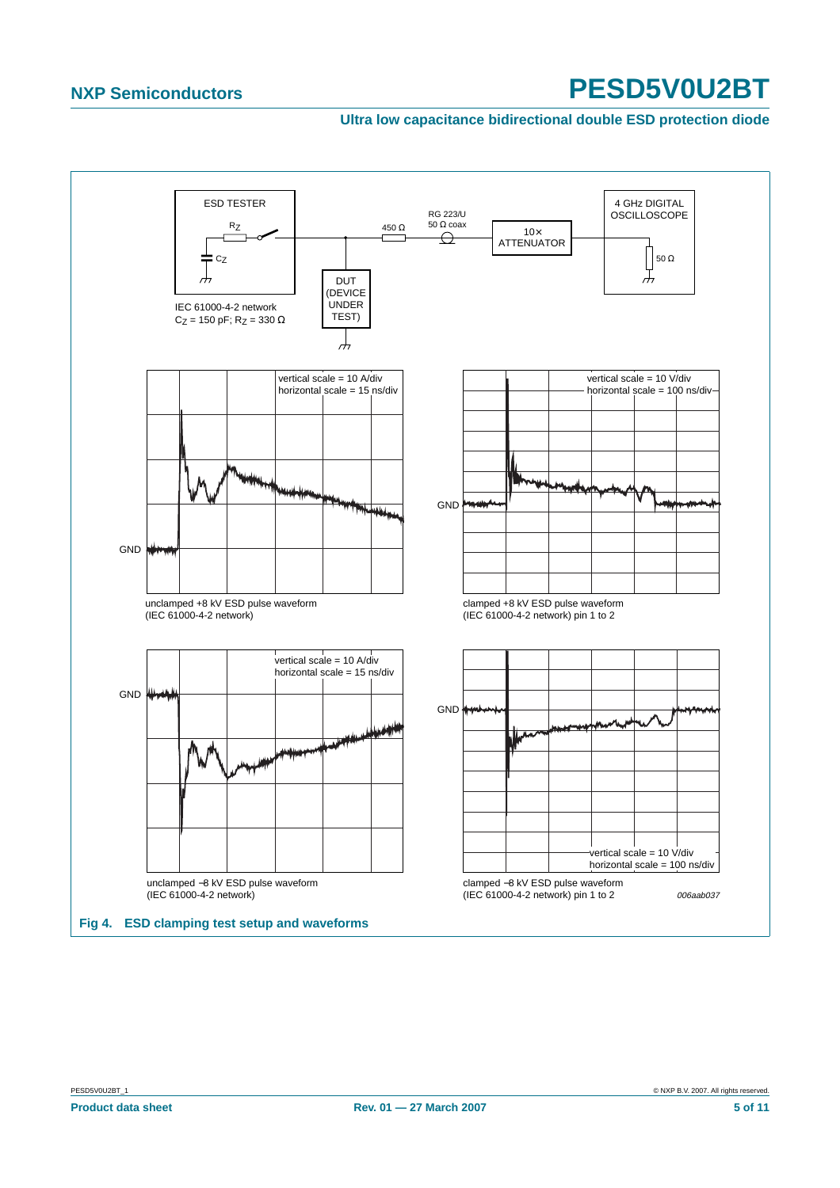ESD TESTER

$R_Z$

$C_Z$

IEC 61000-4-2 network
$C_Z$ = 150 pF; $R_Z$ = 330 Ω

450 Ω

RG 223/U
50 Ω coax

10×
ATTENUATOR

4 GHz DIGITAL
OSCILLOSCOPE

50 Ω

DUT
(DEVICE
UNDER
TEST)

vertical scale = 10 A/div
horizontal scale = 15 ns/div

GND

unclamped +8 kV ESD pulse waveform
(IEC 61000-4-2 network)

vertical scale = 10 V/div
horizontal scale = 100 ns/div

GND

clamped +8 kV ESD pulse waveform
(IEC 61000-4-2 network) pin 1 to 2

vertical scale = 10 A/div
horizontal scale = 15 ns/div

GND

unclamped −8 kV ESD pulse waveform
(IEC 61000-4-2 network)

GND

vertical scale = 10 V/div
horizontal scale = 100 ns/div

clamped −8 kV ESD pulse waveform
(IEC 61000-4-2 network) pin 1 to 2

*006aab037*

**Fig 4. ESD clamping test setup and waveforms**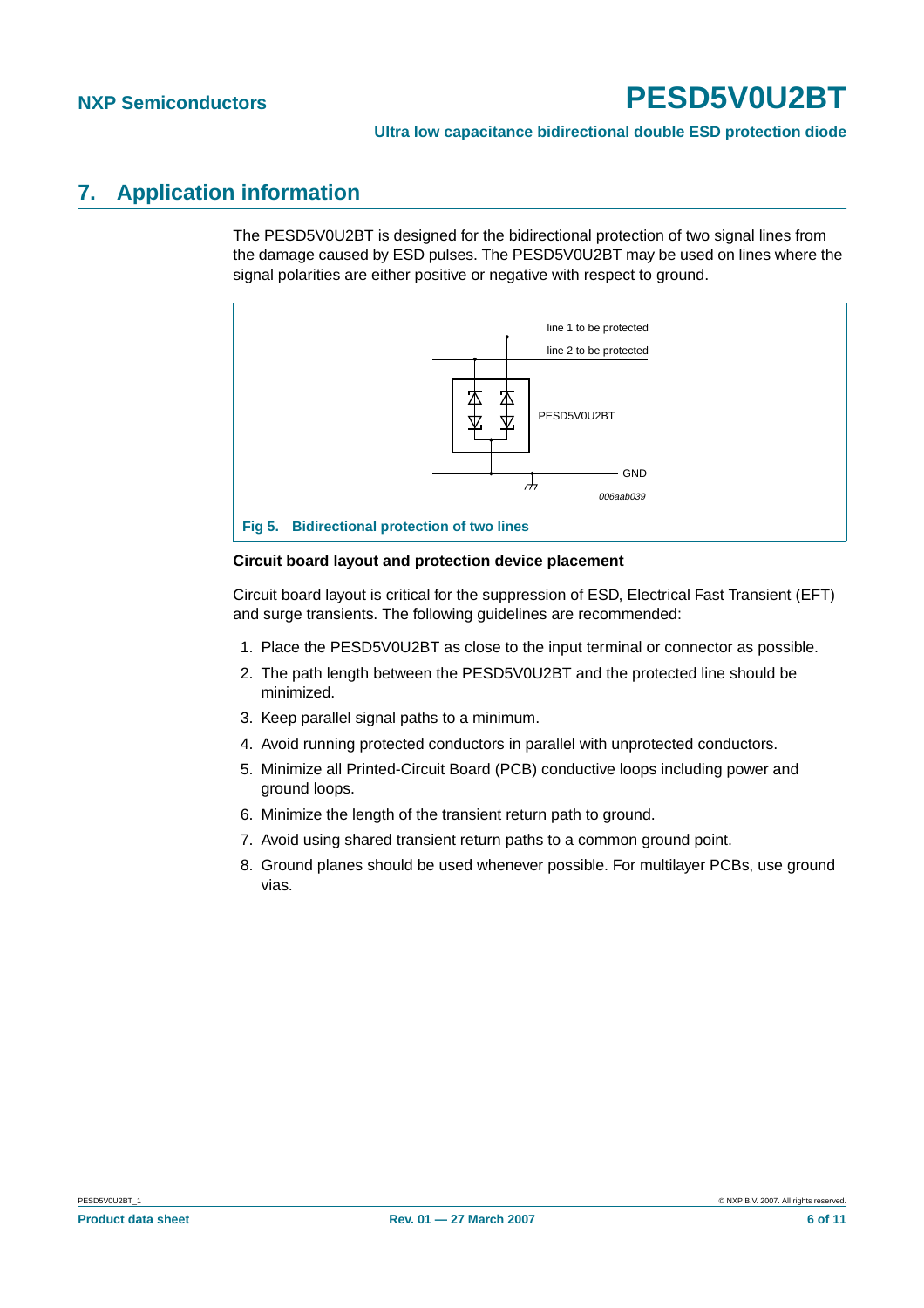## 7. Application information

The PESD5V0U2BT is designed for the bidirectional protection of two signal lines from the damage caused by ESD pulses. The PESD5V0U2BT may be used on lines where the signal polarities are either positive or negative with respect to ground.

**Fig 5. Bidirectional protection of two lines**

### Circuit board layout and protection device placement

Circuit board layout is critical for the suppression of ESD, Electrical Fast Transient (EFT) and surge transients. The following guidelines are recommended:

1. Place the PESD5V0U2BT as close to the input terminal or connector as possible.
2. The path length between the PESD5V0U2BT and the protected line should be minimized.
3. Keep parallel signal paths to a minimum.
4. Avoid running protected conductors in parallel with unprotected conductors.
5. Minimize all Printed-Circuit Board (PCB) conductive loops including power and ground loops.
6. Minimize the length of the transient return path to ground.
7. Avoid using shared transient return paths to a common ground point.
8. Ground planes should be used whenever possible. For multilayer PCBs, use ground vias.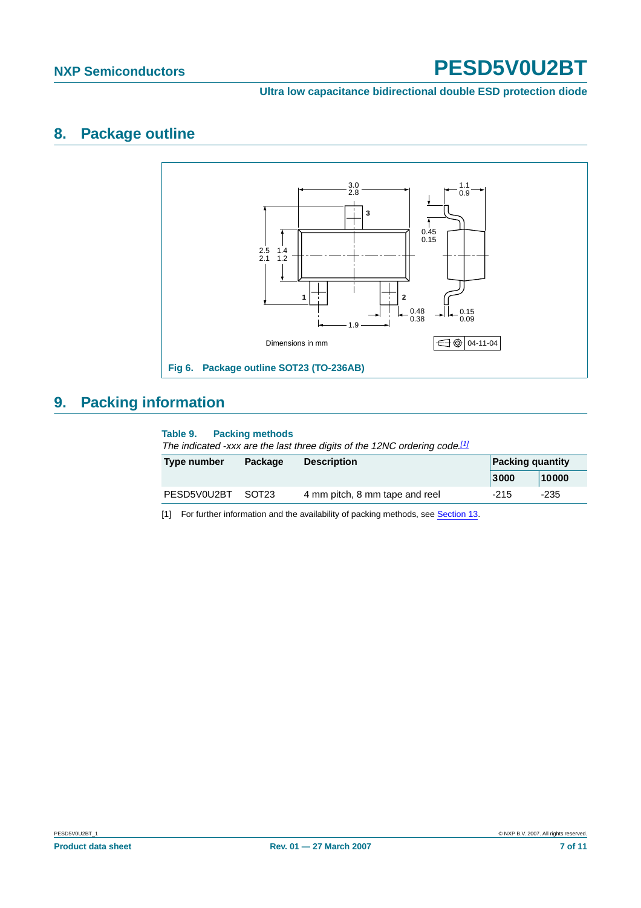## 8. Package outline

Dimensions in mm

04-11-04

Fig 6. Package outline SOT23 (TO-236AB)

## 9. Packing information

**Table 9. Packing methods**

*The indicated -xxx are the last three digits of the 12NC ordering code.*[1]

| Type number | Package | Description | Packing quantity | |
|---|---|---|---|---|
| | | | 3000 | 10000 |
| PESD5V0U2BT | SOT23 | 4 mm pitch, 8 mm tape and reel | -215 | -235 |

[1] For further information and the availability of packing methods, see Section 13.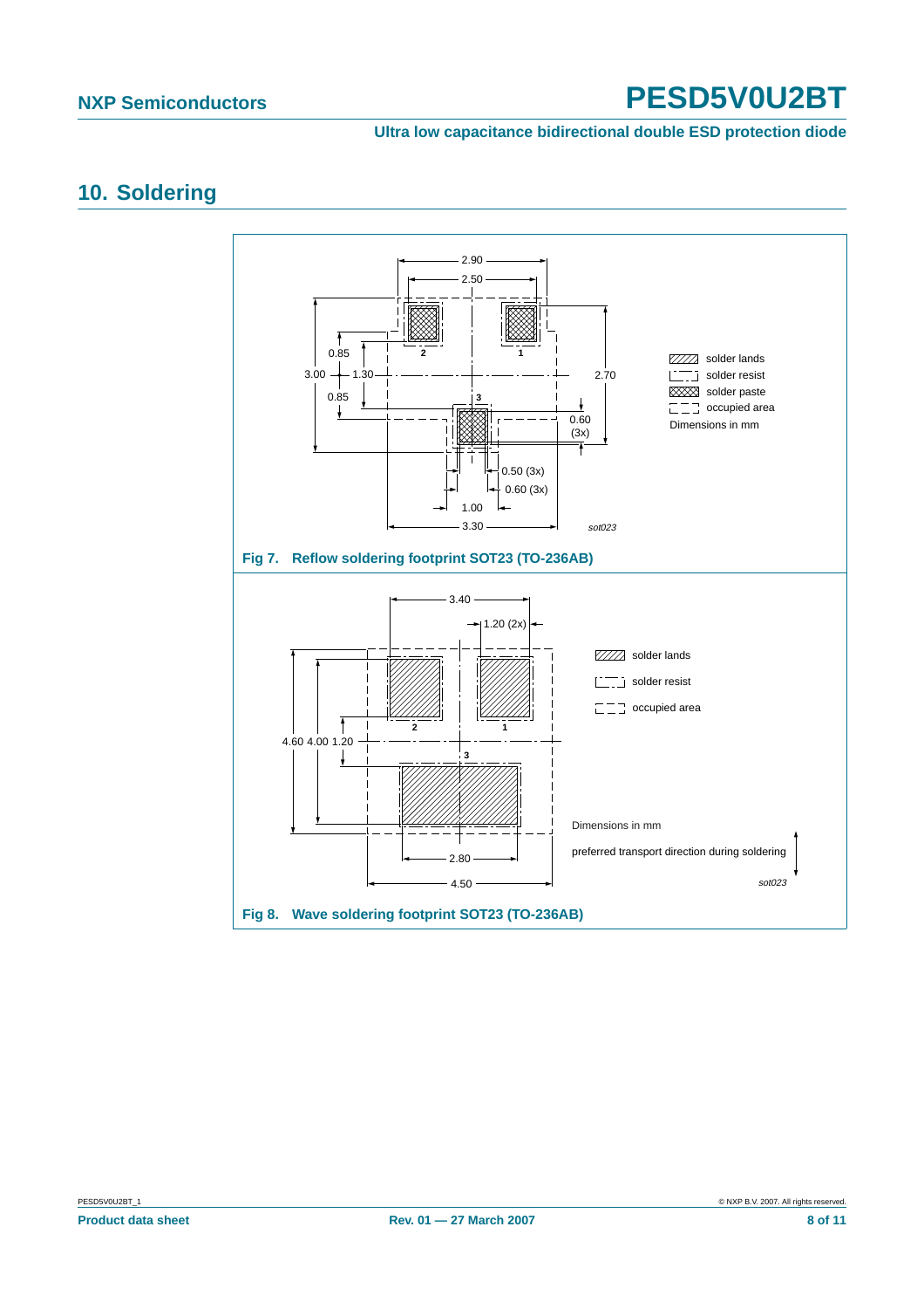## 10. Soldering

Fig 7. Reflow soldering footprint SOT23 (TO-236AB)

Fig 8. Wave soldering footprint SOT23 (TO-236AB)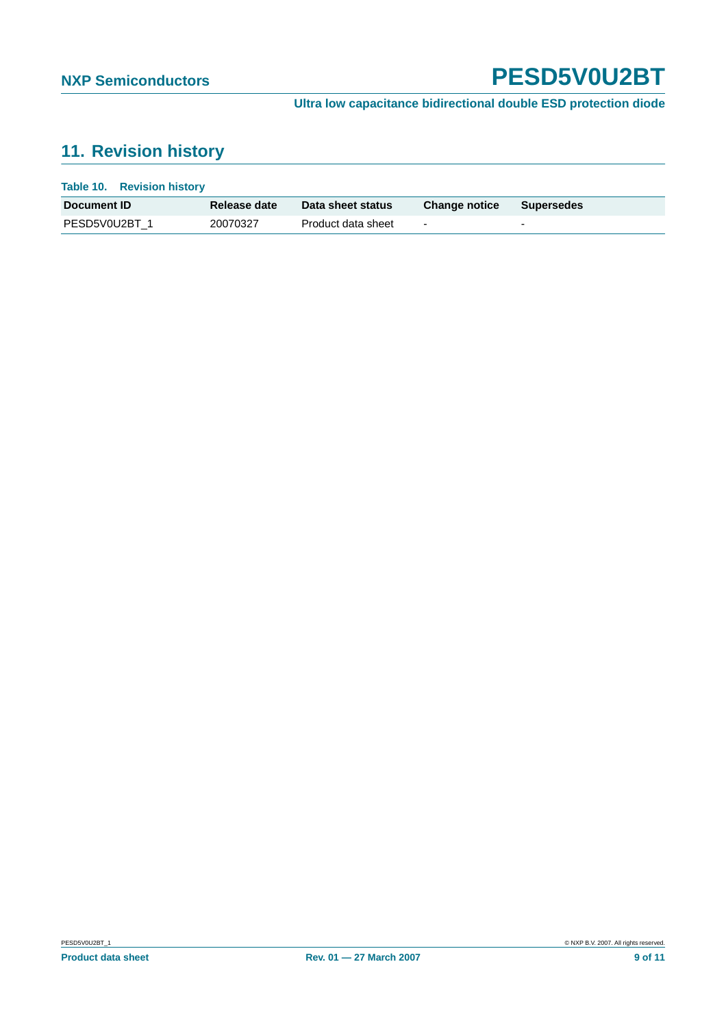## 11. Revision history

**Table 10. Revision history**

| Document ID | Release date | Data sheet status | Change notice | Supersedes |
|---|---|---|---|---|
| PESD5V0U2BT_1 | 20070327 | Product data sheet | - | - |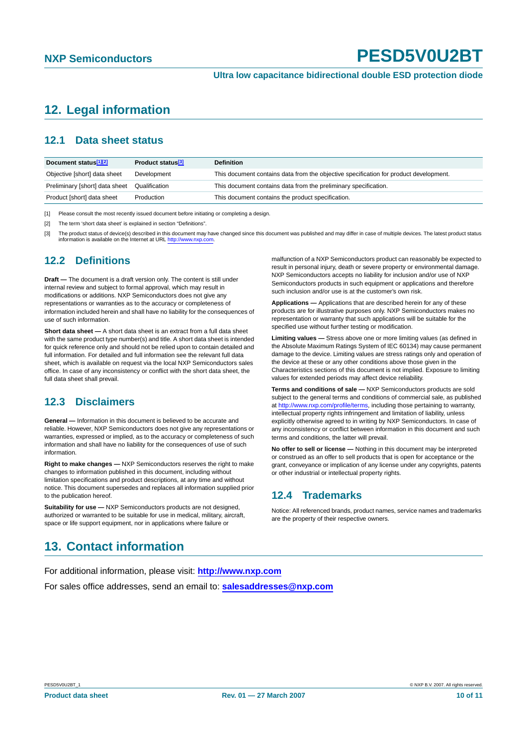## 12. Legal information

### 12.1 Data sheet status

| Document status[1][2] | Product status[3] | Definition |
|---|---|---|
| Objective [short] data sheet | Development | This document contains data from the objective specification for product development. |
| Preliminary [short] data sheet | Qualification | This document contains data from the preliminary specification. |
| Product [short] data sheet | Production | This document contains the product specification. |

[1] Please consult the most recently issued document before initiating or completing a design.

[2] The term 'short data sheet' is explained in section "Definitions".

[3] The product status of device(s) described in this document may have changed since this document was published and may differ in case of multiple devices. The latest product status information is available on the Internet at URL http://www.nxp.com.

### 12.2 Definitions

**Draft —** The document is a draft version only. The content is still under internal review and subject to formal approval, which may result in modifications or additions. NXP Semiconductors does not give any representations or warranties as to the accuracy or completeness of information included herein and shall have no liability for the consequences of use of such information.

**Short data sheet —** A short data sheet is an extract from a full data sheet with the same product type number(s) and title. A short data sheet is intended for quick reference only and should not be relied upon to contain detailed and full information. For detailed and full information see the relevant full data sheet, which is available on request via the local NXP Semiconductors sales office. In case of any inconsistency or conflict with the short data sheet, the full data sheet shall prevail.

### 12.3 Disclaimers

**General —** Information in this document is believed to be accurate and reliable. However, NXP Semiconductors does not give any representations or warranties, expressed or implied, as to the accuracy or completeness of such information and shall have no liability for the consequences of use of such information.

**Right to make changes —** NXP Semiconductors reserves the right to make changes to information published in this document, including without limitation specifications and product descriptions, at any time and without notice. This document supersedes and replaces all information supplied prior to the publication hereof.

**Suitability for use —** NXP Semiconductors products are not designed, authorized or warranted to be suitable for use in medical, military, aircraft, space or life support equipment, nor in applications where failure or malfunction of a NXP Semiconductors product can reasonably be expected to result in personal injury, death or severe property or environmental damage. NXP Semiconductors accepts no liability for inclusion and/or use of NXP Semiconductors products in such equipment or applications and therefore such inclusion and/or use is at the customer's own risk.

**Applications —** Applications that are described herein for any of these products are for illustrative purposes only. NXP Semiconductors makes no representation or warranty that such applications will be suitable for the specified use without further testing or modification.

**Limiting values —** Stress above one or more limiting values (as defined in the Absolute Maximum Ratings System of IEC 60134) may cause permanent damage to the device. Limiting values are stress ratings only and operation of the device at these or any other conditions above those given in the Characteristics sections of this document is not implied. Exposure to limiting values for extended periods may affect device reliability.

**Terms and conditions of sale —** NXP Semiconductors products are sold subject to the general terms and conditions of commercial sale, as published at http://www.nxp.com/profile/terms, including those pertaining to warranty, intellectual property rights infringement and limitation of liability, unless explicitly otherwise agreed to in writing by NXP Semiconductors. In case of any inconsistency or conflict between information in this document and such terms and conditions, the latter will prevail.

**No offer to sell or license —** Nothing in this document may be interpreted or construed as an offer to sell products that is open for acceptance or the grant, conveyance or implication of any license under any copyrights, patents or other industrial or intellectual property rights.

### 12.4 Trademarks

Notice: All referenced brands, product names, service names and trademarks are the property of their respective owners.

## 13. Contact information

For additional information, please visit: **http://www.nxp.com**

For sales office addresses, send an email to: **salesaddresses@nxp.com**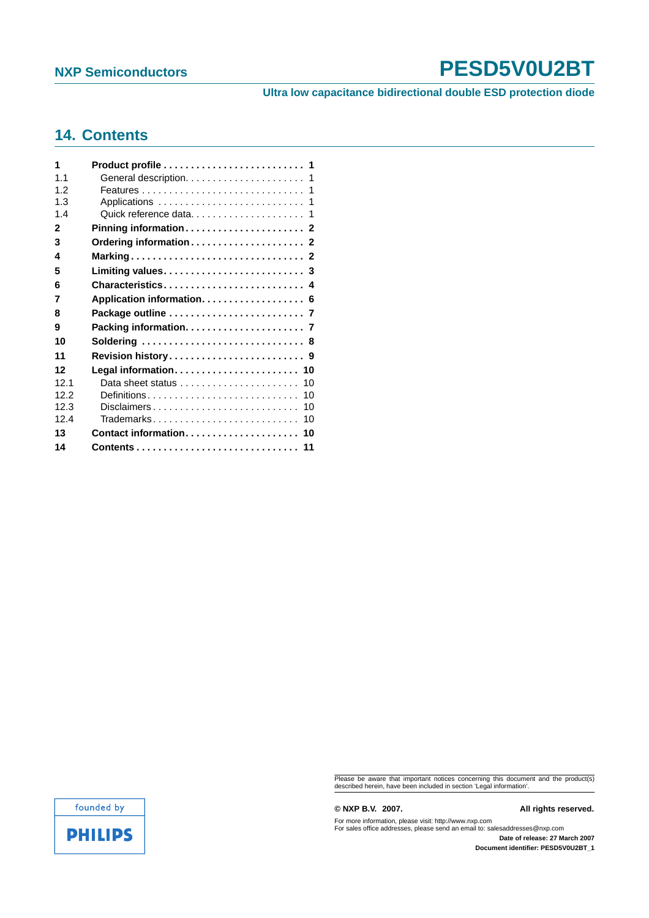## 14. Contents

| | | |
|---|---|---|
| **1** | **Product profile** | **1** |
| 1.1 | General description | 1 |
| 1.2 | Features | 1 |
| 1.3 | Applications | 1 |
| 1.4 | Quick reference data | 1 |
| **2** | **Pinning information** | **2** |
| **3** | **Ordering information** | **2** |
| **4** | **Marking** | **2** |
| **5** | **Limiting values** | **3** |
| **6** | **Characteristics** | **4** |
| **7** | **Application information** | **6** |
| **8** | **Package outline** | **7** |
| **9** | **Packing information** | **7** |
| **10** | **Soldering** | **8** |
| **11** | **Revision history** | **9** |
| **12** | **Legal information** | **10** |
| 12.1 | Data sheet status | 10 |
| 12.2 | Definitions | 10 |
| 12.3 | Disclaimers | 10 |
| 12.4 | Trademarks | 10 |
| **13** | **Contact information** | **10** |
| **14** | **Contents** | **11** |

Please be aware that important notices concerning this document and the product(s) described herein, have been included in section 'Legal information'.

**© NXP B.V. 2007. All rights reserved.**

For more information, please visit: http://www.nxp.com
For sales office addresses, please send an email to: salesaddresses@nxp.com

**Date of release: 27 March 2007**

**Document identifier: PESD5V0U2BT_1**